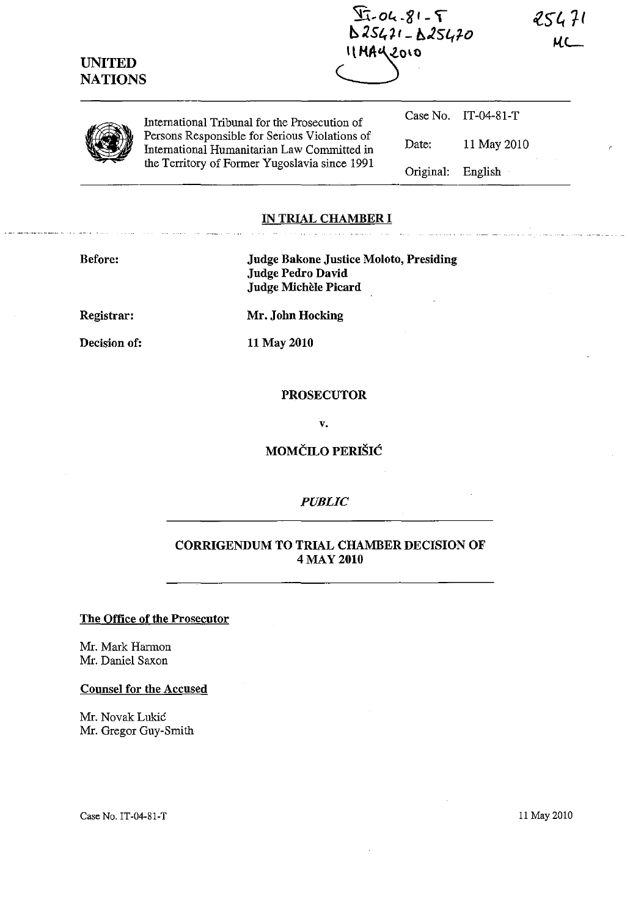IT-04-81-T
D25471 - D25470
11 MAY 2010

25471
MC

UNITED NATIONS

International Tribunal for the Prosecution of Persons Responsible for Serious Violations of International Humanitarian Law Committed in the Territory of Former Yugoslavia since 1991

| | |
|---|---|
| Case No. | IT-04-81-T |
| Date: | 11 May 2010 |
| Original: | English |

## IN TRIAL CHAMBER I

**Before:** **Judge Bakone Justice Moloto, Presiding**
**Judge Pedro David**
**Judge Michèle Picard**

**Registrar:** **Mr. John Hocking**

**Decision of:** **11 May 2010**

**PROSECUTOR**

**v.**

**MOMČILO PERIŠIĆ**

***PUBLIC***

## CORRIGENDUM TO TRIAL CHAMBER DECISION OF 4 MAY 2010

**The Office of the Prosecutor**

Mr. Mark Harmon
Mr. Daniel Saxon

**Counsel for the Accused**

Mr. Novak Lukić
Mr. Gregor Guy-Smith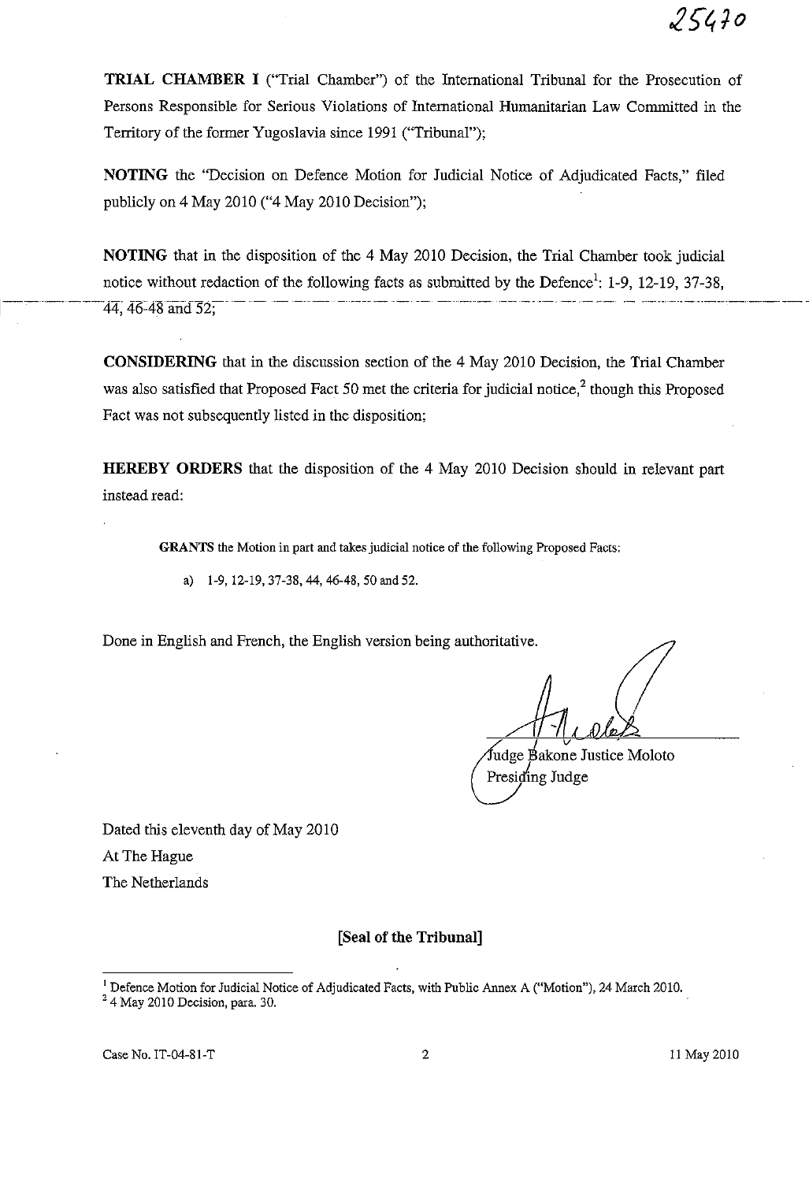**TRIAL CHAMBER I** ("Trial Chamber") of the International Tribunal for the Prosecution of Persons Responsible for Serious Violations of International Humanitarian Law Committed in the Territory of the former Yugoslavia since 1991 ("Tribunal");

**NOTING** the "Decision on Defence Motion for Judicial Notice of Adjudicated Facts," filed publicly on 4 May 2010 ("4 May 2010 Decision");

**NOTING** that in the disposition of the 4 May 2010 Decision, the Trial Chamber took judicial notice without redaction of the following facts as submitted by the Defence[1]: 1-9, 12-19, 37-38, 44, 46-48 and 52;

**CONSIDERING** that in the discussion section of the 4 May 2010 Decision, the Trial Chamber was also satisfied that Proposed Fact 50 met the criteria for judicial notice,[2] though this Proposed Fact was not subsequently listed in the disposition;

**HEREBY ORDERS** that the disposition of the 4 May 2010 Decision should in relevant part instead read:

> **GRANTS** the Motion in part and takes judicial notice of the following Proposed Facts:
>
> a) 1-9, 12-19, 37-38, 44, 46-48, 50 and 52.

Done in English and French, the English version being authoritative.

Judge Bakone Justice Moloto
Presiding Judge

Dated this eleventh day of May 2010
At The Hague
The Netherlands

**[Seal of the Tribunal]**

---

[1] Defence Motion for Judicial Notice of Adjudicated Facts, with Public Annex A ("Motion"), 24 March 2010.

[2] 4 May 2010 Decision, para. 30.